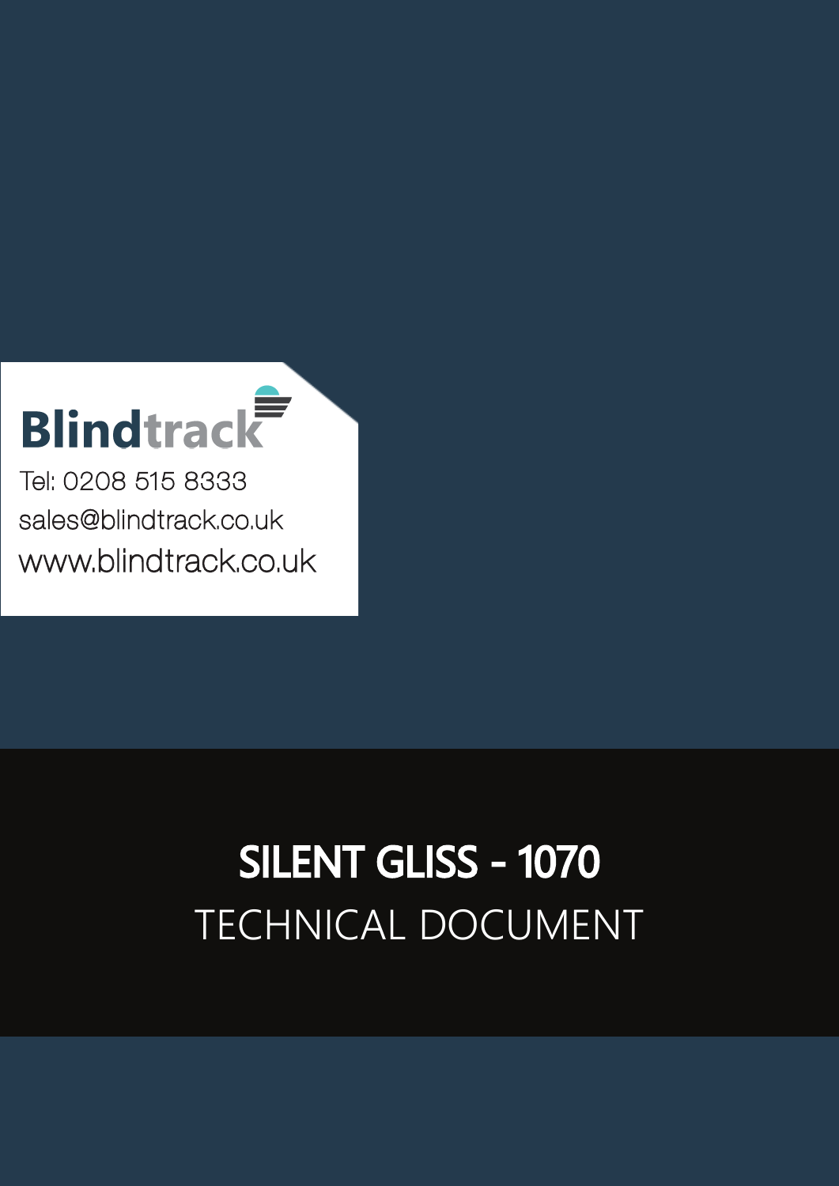Blindtrack

Tel: 0208 515 8333

sales@blindtrack.co.uk

www.blindtrack.co.uk

# SILENT GLISS - 1070

## TECHNICAL DOCUMENT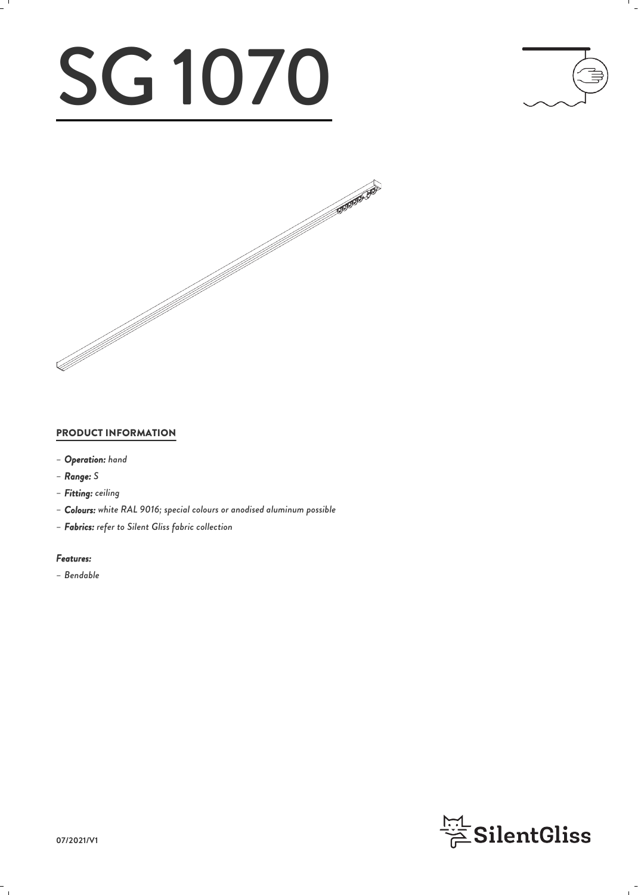# SG 1070

## PRODUCT INFORMATION

- ***Operation:*** *hand*
- ***Range:*** *S*
- ***Fitting:*** *ceiling*
- ***Colours:*** *white RAL 9016; special colours or anodised aluminum possible*
- ***Fabrics:*** *refer to Silent Gliss fabric collection*

***Features:***

- *Bendable*

07/2021/V1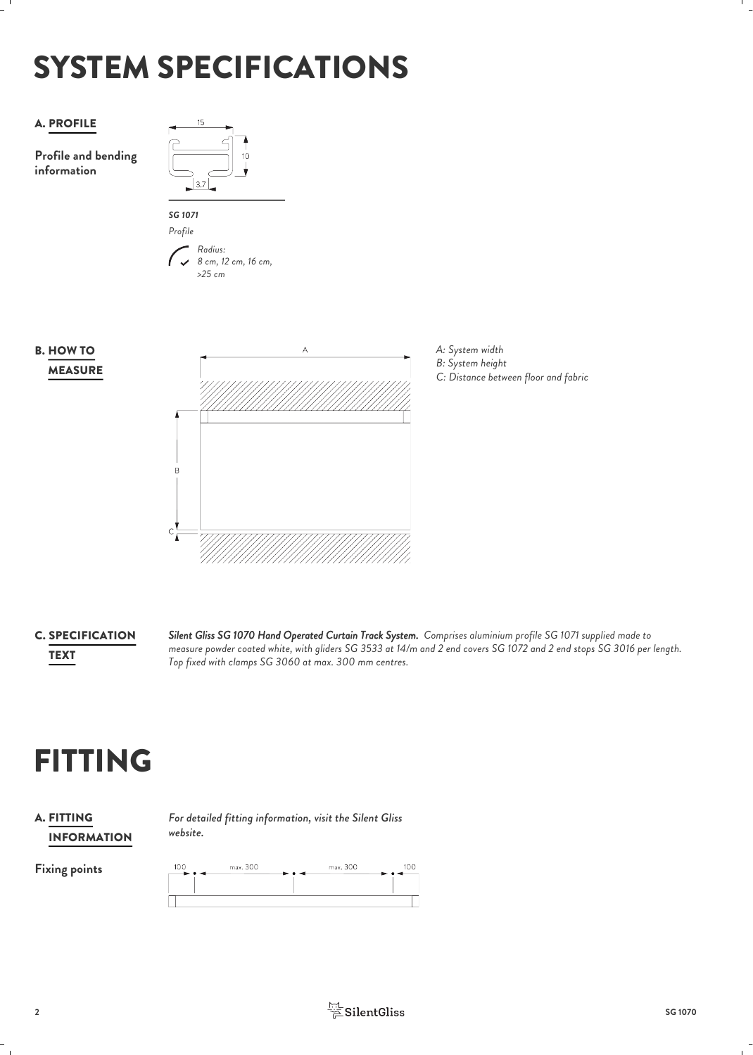# SYSTEM SPECIFICATIONS

## A. PROFILE

**Profile and bending information**

15

10

3.7

***SG 1071***

*Profile*

*Radius: 8 cm, 12 cm, 16 cm, >25 cm*

## B. HOW TO MEASURE

*A: System width*
*B: System height*
*C: Distance between floor and fabric*

## C. SPECIFICATION TEXT

***Silent Gliss SG 1070 Hand Operated Curtain Track System.*** *Comprises aluminium profile SG 1071 supplied made to measure powder coated white, with gliders SG 3533 at 14/m and 2 end covers SG 1072 and 2 end stops SG 3016 per length. Top fixed with clamps SG 3060 at max. 300 mm centres.*

# FITTING

## A. FITTING INFORMATION

*For detailed fitting information, visit the Silent Gliss website.*

**Fixing points**

100 — max. 300 — max. 300 — 100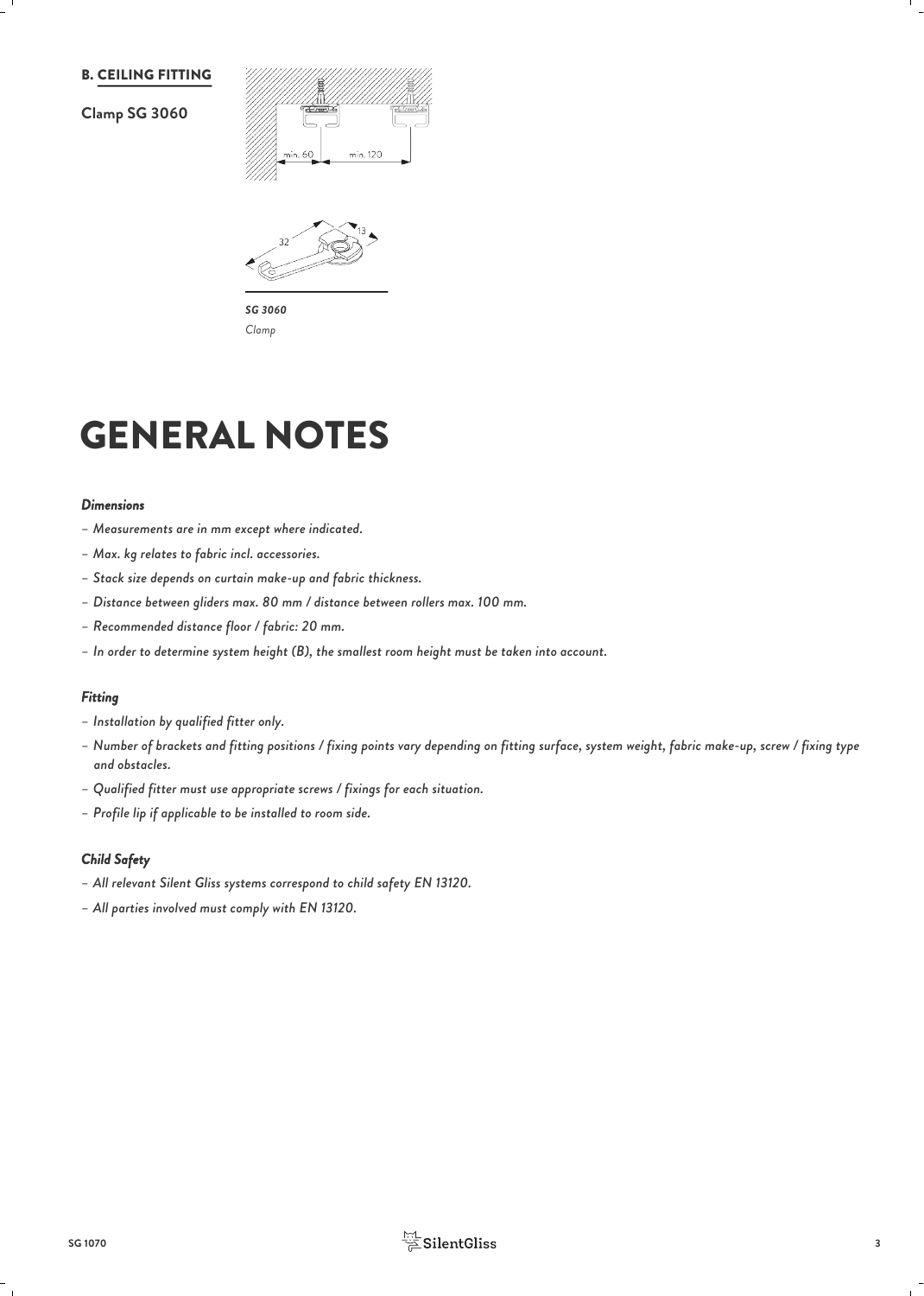## B. CEILING FITTING

**Clamp SG 3060**

min. 60 min. 120

32 13

*SG 3060*
*Clamp*

# GENERAL NOTES

***Dimensions***

- *Measurements are in mm except where indicated.*
- *Max. kg relates to fabric incl. accessories.*
- *Stack size depends on curtain make-up and fabric thickness.*
- *Distance between gliders max. 80 mm / distance between rollers max. 100 mm.*
- *Recommended distance floor / fabric: 20 mm.*
- *In order to determine system height (B), the smallest room height must be taken into account.*

***Fitting***

- *Installation by qualified fitter only.*
- *Number of brackets and fitting positions / fixing points vary depending on fitting surface, system weight, fabric make-up, screw / fixing type and obstacles.*
- *Qualified fitter must use appropriate screws / fixings for each situation.*
- *Profile lip if applicable to be installed to room side.*

***Child Safety***

- *All relevant Silent Gliss systems correspond to child safety EN 13120.*
- *All parties involved must comply with EN 13120.*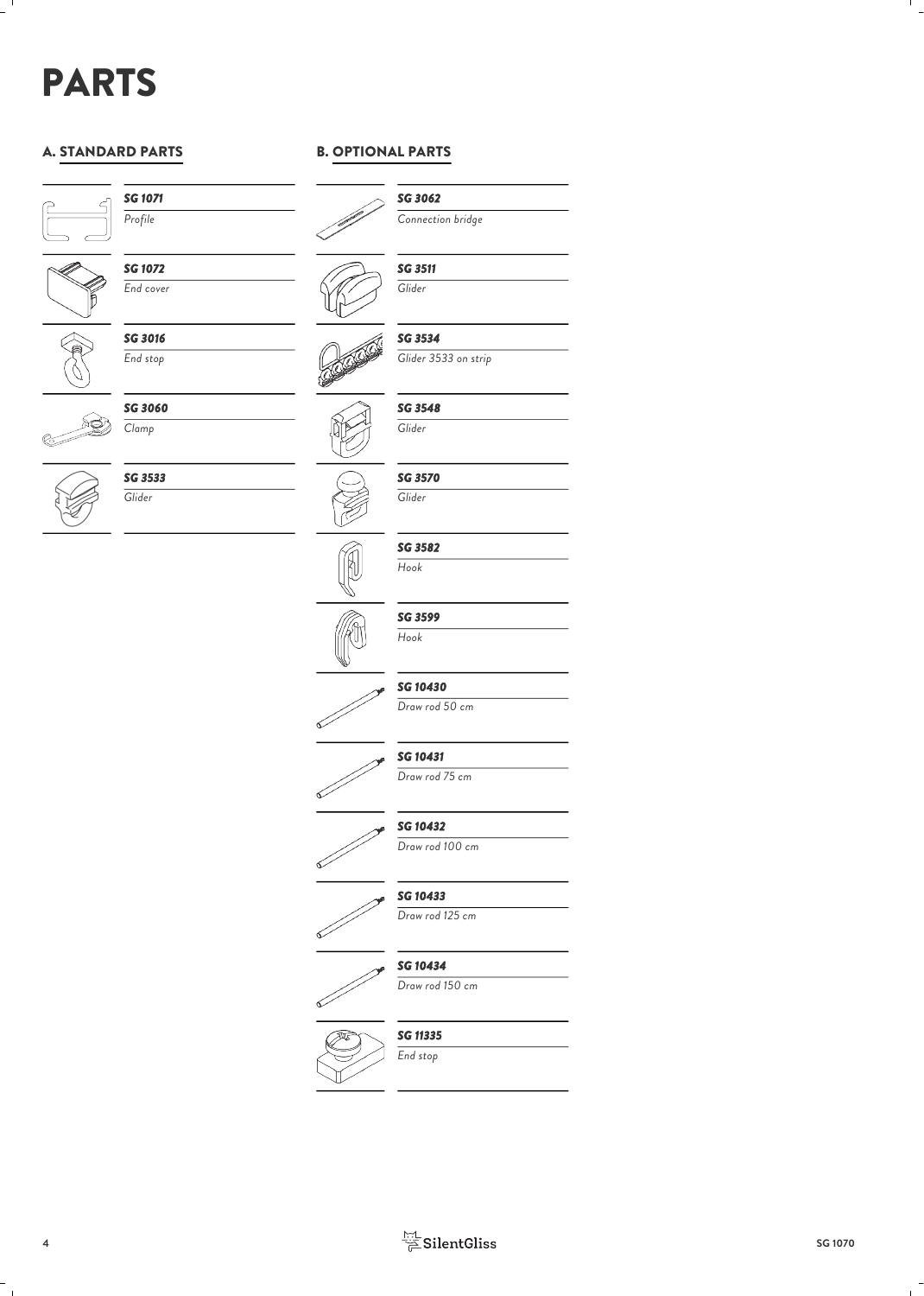# PARTS

## A. STANDARD PARTS

| | |
|---|---|
| ***SG 1071*** | *Profile* |
| ***SG 1072*** | *End cover* |
| ***SG 3016*** | *End stop* |
| ***SG 3060*** | *Clamp* |
| ***SG 3533*** | *Glider* |

## B. OPTIONAL PARTS

| | |
|---|---|
| ***SG 3062*** | *Connection bridge* |
| ***SG 3511*** | *Glider* |
| ***SG 3534*** | *Glider 3533 on strip* |
| ***SG 3548*** | *Glider* |
| ***SG 3570*** | *Glider* |
| ***SG 3582*** | *Hook* |
| ***SG 3599*** | *Hook* |
| ***SG 10430*** | *Draw rod 50 cm* |
| ***SG 10431*** | *Draw rod 75 cm* |
| ***SG 10432*** | *Draw rod 100 cm* |
| ***SG 10433*** | *Draw rod 125 cm* |
| ***SG 10434*** | *Draw rod 150 cm* |
| ***SG 11335*** | *End stop* |